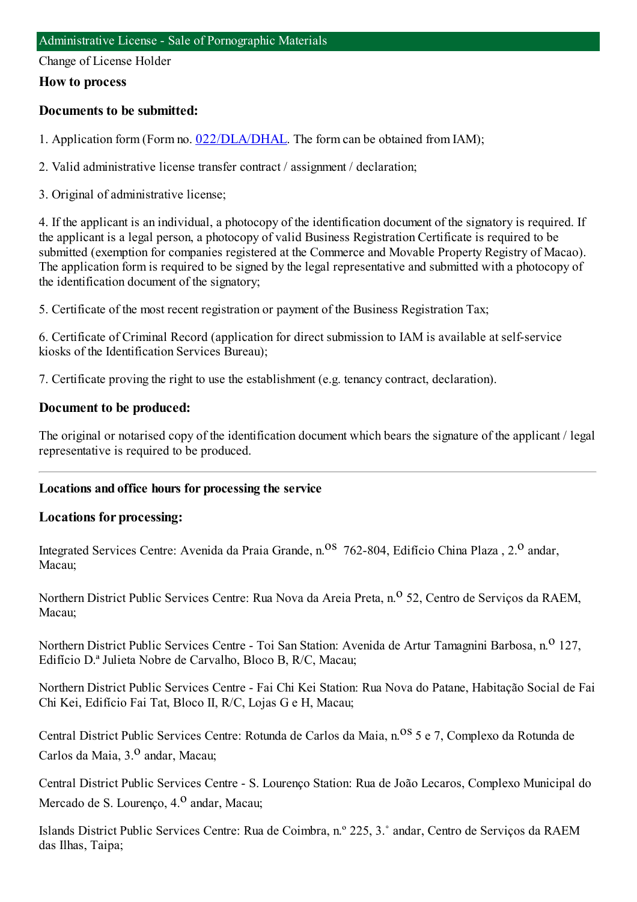# Administrative License - Sale of Pornographic Materials

Change of License Holder

## How to process

### Documents to be submitted:

1. Application form (Form no. 022/DLA/DHAL. The form can be obtained from IAM);

2. Valid administrative license transfer contract / assignment / declaration;

3. Original of administrative license;

4. If the applicant is an individual, a photocopy of the identification document of the signatory is required. If the applicant is a legal person, a photocopy of valid Business Registration Certificate is required to be submitted (exemption for companies registered at the Commerce and Movable Property Registry of Macao). The application form is required to be signed by the legal representative and submitted with a photocopy of the identification document of the signatory;

5. Certificate of the most recent registration or payment of the Business Registration Tax;

6. Certificate of Criminal Record (application for direct submission to IAM is available at self-service kiosks of the Identification Services Bureau);

7. Certificate proving the right to use the establishment (e.g. tenancy contract, declaration).

### Document to be produced:

The original or notarised copy of the identification document which bears the signature of the applicant / legal representative is required to be produced.

---

**Locations and office hours for processing the service**

### Locations for processing:

Integrated Services Centre: Avenida da Praia Grande, n.os 762-804, Edifício China Plaza , 2.o andar, Macau;

Northern District Public Services Centre: Rua Nova da Areia Preta, n.o 52, Centro de Serviços da RAEM, Macau;

Northern District Public Services Centre - Toi San Station: Avenida de Artur Tamagnini Barbosa, n.o 127, Edifício D.ª Julieta Nobre de Carvalho, Bloco B, R/C, Macau;

Northern District Public Services Centre - Fai Chi Kei Station: Rua Nova do Patane, Habitação Social de Fai Chi Kei, Edifício Fai Tat, Bloco II, R/C, Lojas G e H, Macau;

Central District Public Services Centre: Rotunda de Carlos da Maia, n.os 5 e 7, Complexo da Rotunda de Carlos da Maia, 3.o andar, Macau;

Central District Public Services Centre - S. Lourenço Station: Rua de João Lecaros, Complexo Municipal do Mercado de S. Lourenço, 4.o andar, Macau;

Islands District Public Services Centre: Rua de Coimbra, n.º 225, 3.˚ andar, Centro de Serviços da RAEM das Ilhas, Taipa;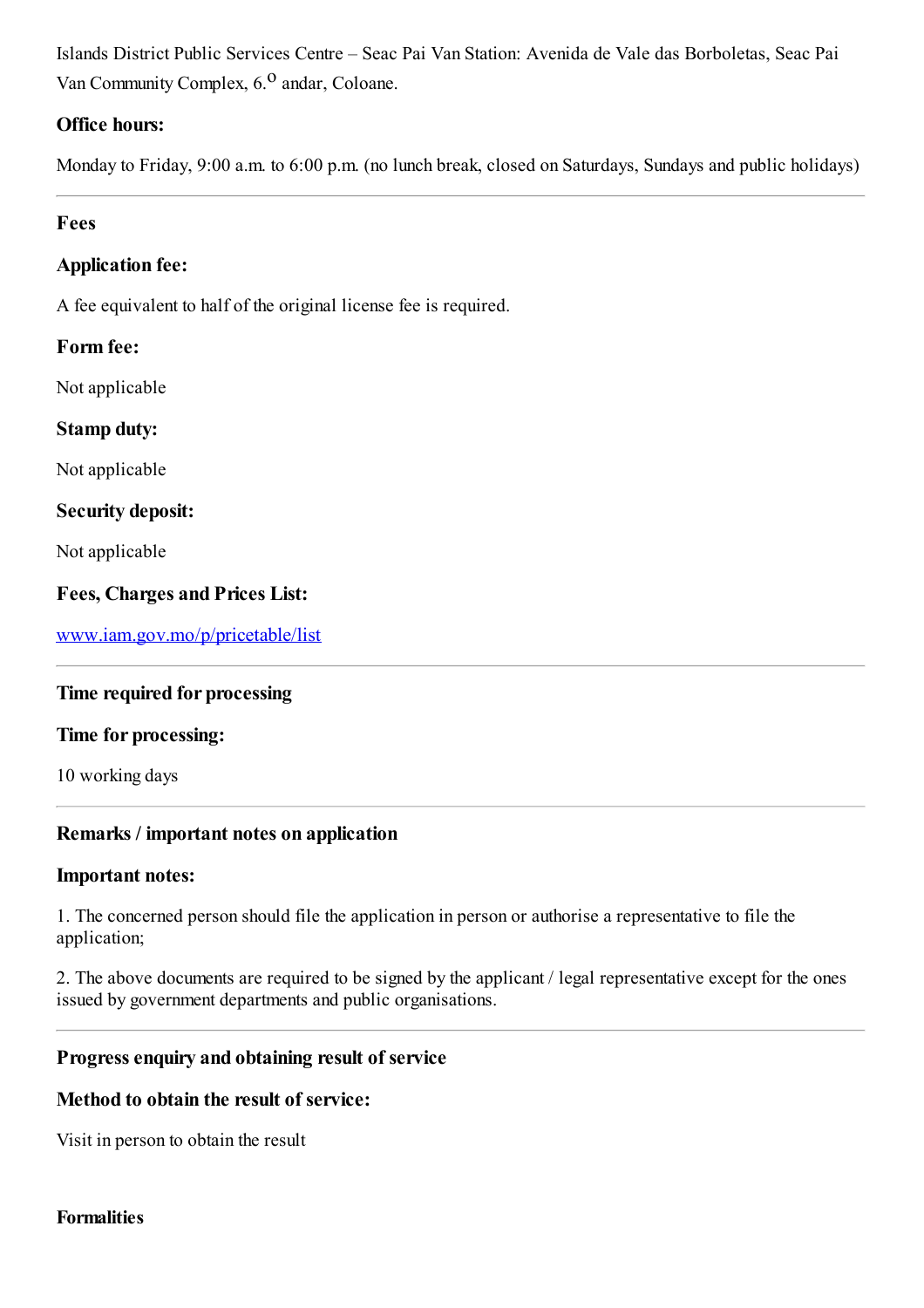Islands District Public Services Centre – Seac Pai Van Station: Avenida de Vale das Borboletas, Seac Pai Van Community Complex, 6.º andar, Coloane.

**Office hours:**

Monday to Friday, 9:00 a.m. to 6:00 p.m. (no lunch break, closed on Saturdays, Sundays and public holidays)

---

## Fees

**Application fee:**

A fee equivalent to half of the original license fee is required.

**Form fee:**

Not applicable

**Stamp duty:**

Not applicable

**Security deposit:**

Not applicable

**Fees, Charges and Prices List:**

[www.iam.gov.mo/p/pricetable/list](http://www.iam.gov.mo/p/pricetable/list)

---

## Time required for processing

**Time for processing:**

10 working days

---

## Remarks / important notes on application

**Important notes:**

1. The concerned person should file the application in person or authorise a representative to file the application;

2. The above documents are required to be signed by the applicant / legal representative except for the ones issued by government departments and public organisations.

---

## Progress enquiry and obtaining result of service

**Method to obtain the result of service:**

Visit in person to obtain the result

## Formalities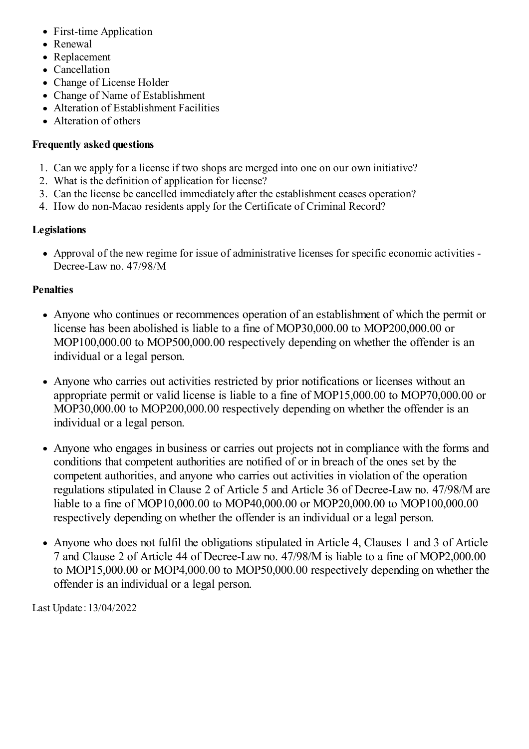- First-time Application
- Renewal
- Replacement
- Cancellation
- Change of License Holder
- Change of Name of Establishment
- Alteration of Establishment Facilities
- Alteration of others

**Frequently asked questions**

1. Can we apply for a license if two shops are merged into one on our own initiative?
2. What is the definition of application for license?
3. Can the license be cancelled immediately after the establishment ceases operation?
4. How do non-Macao residents apply for the Certificate of Criminal Record?

**Legislations**

- Approval of the new regime for issue of administrative licenses for specific economic activities - Decree-Law no. 47/98/M

**Penalties**

- Anyone who continues or recommences operation of an establishment of which the permit or license has been abolished is liable to a fine of MOP30,000.00 to MOP200,000.00 or MOP100,000.00 to MOP500,000.00 respectively depending on whether the offender is an individual or a legal person.

- Anyone who carries out activities restricted by prior notifications or licenses without an appropriate permit or valid license is liable to a fine of MOP15,000.00 to MOP70,000.00 or MOP30,000.00 to MOP200,000.00 respectively depending on whether the offender is an individual or a legal person.

- Anyone who engages in business or carries out projects not in compliance with the forms and conditions that competent authorities are notified of or in breach of the ones set by the competent authorities, and anyone who carries out activities in violation of the operation regulations stipulated in Clause 2 of Article 5 and Article 36 of Decree-Law no. 47/98/M are liable to a fine of MOP10,000.00 to MOP40,000.00 or MOP20,000.00 to MOP100,000.00 respectively depending on whether the offender is an individual or a legal person.

- Anyone who does not fulfil the obligations stipulated in Article 4, Clauses 1 and 3 of Article 7 and Clause 2 of Article 44 of Decree-Law no. 47/98/M is liable to a fine of MOP2,000.00 to MOP15,000.00 or MOP4,000.00 to MOP50,000.00 respectively depending on whether the offender is an individual or a legal person.

Last Update : 13/04/2022